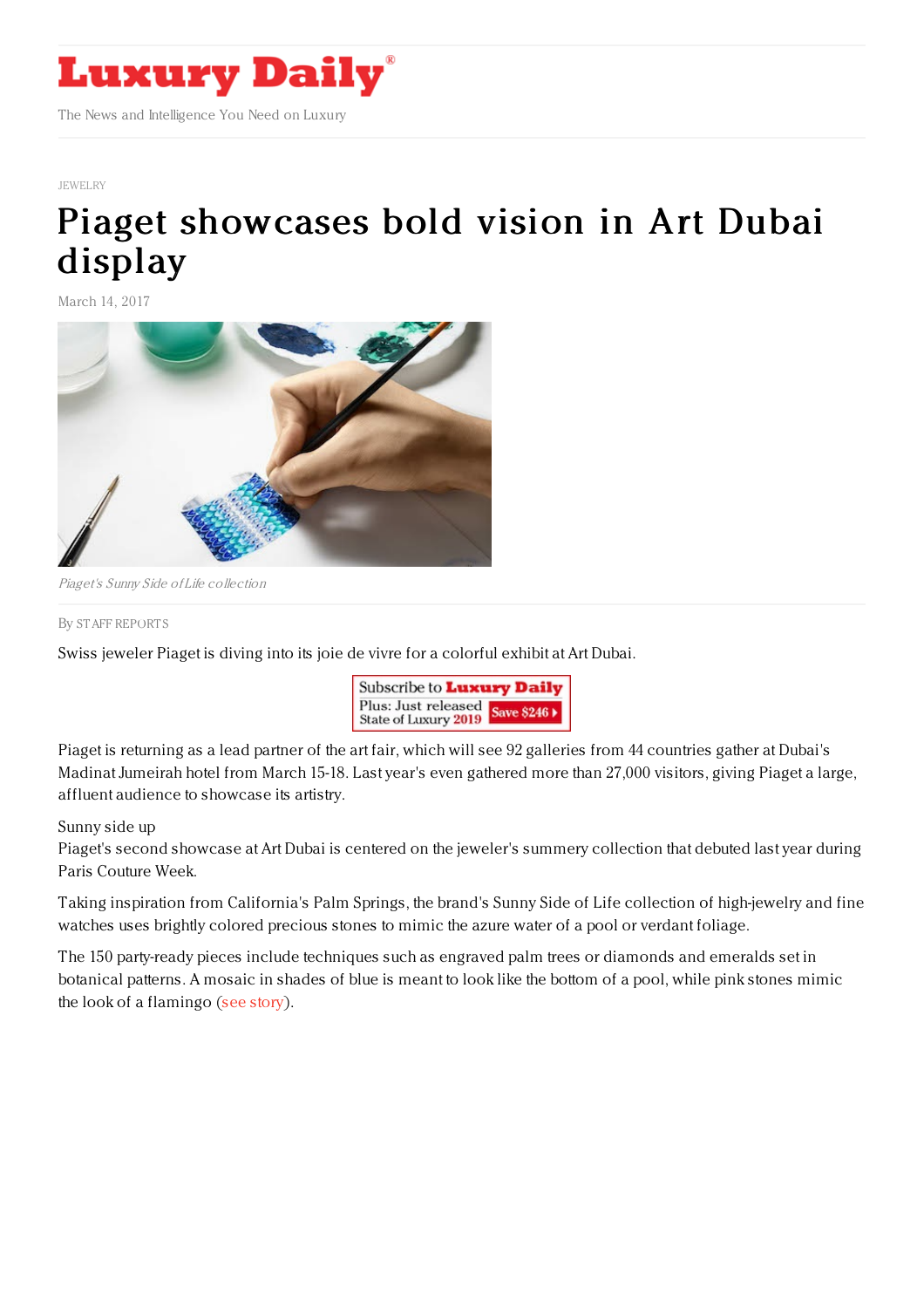JEWELRY

# Piaget showcases bold vision in Art Dubai display

March 14, 2017

*Piaget's Sunny Side of Life collection*

By STAFF REPORTS

Swiss jeweler Piaget is diving into its joie de vivre for a colorful exhibit at Art Dubai.

Piaget is returning as a lead partner of the art fair, which will see 92 galleries from 44 countries gather at Dubai's Madinat Jumeirah hotel from March 15-18. Last year's even gathered more than 27,000 visitors, giving Piaget a large, affluent audience to showcase its artistry.

Sunny side up

Piaget's second showcase at Art Dubai is centered on the jeweler's summery collection that debuted last year during Paris Couture Week.

Taking inspiration from California's Palm Springs, the brand's Sunny Side of Life collection of high-jewelry and fine watches uses brightly colored precious stones to mimic the azure water of a pool or verdant foliage.

The 150 party-ready pieces include techniques such as engraved palm trees or diamonds and emeralds set in botanical patterns. A mosaic in shades of blue is meant to look like the bottom of a pool, while pink stones mimic the look of a flamingo (see story).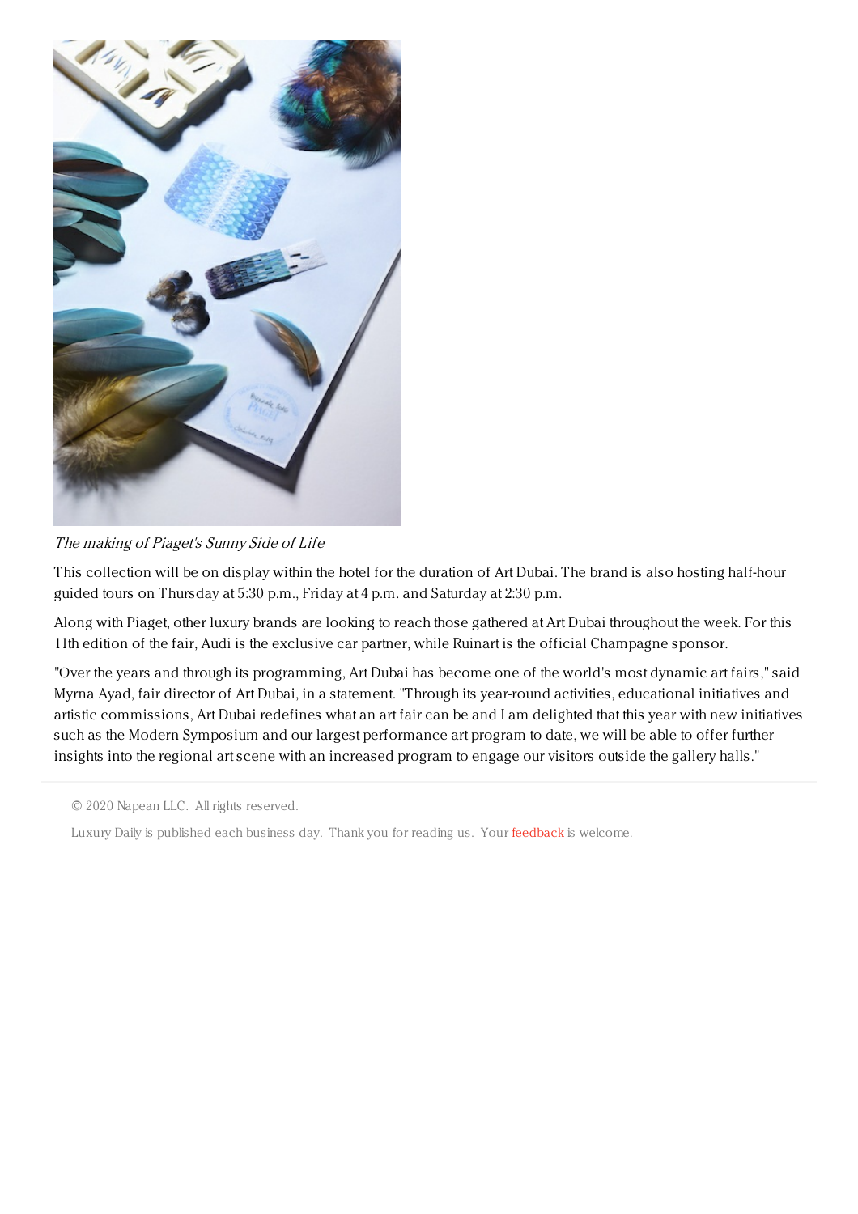*The making of Piaget's Sunny Side of Life*

This collection will be on display within the hotel for the duration of Art Dubai. The brand is also hosting half-hour guided tours on Thursday at 5:30 p.m., Friday at 4 p.m. and Saturday at 2:30 p.m.

Along with Piaget, other luxury brands are looking to reach those gathered at Art Dubai throughout the week. For this 11th edition of the fair, Audi is the exclusive car partner, while Ruinart is the official Champagne sponsor.

"Over the years and through its programming, Art Dubai has become one of the world's most dynamic art fairs," said Myrna Ayad, fair director of Art Dubai, in a statement. "Through its year-round activities, educational initiatives and artistic commissions, Art Dubai redefines what an art fair can be and I am delighted that this year with new initiatives such as the Modern Symposium and our largest performance art program to date, we will be able to offer further insights into the regional art scene with an increased program to engage our visitors outside the gallery halls."

© 2020 Napean LLC. All rights reserved.

Luxury Daily is published each business day. Thank you for reading us. Your feedback is welcome.